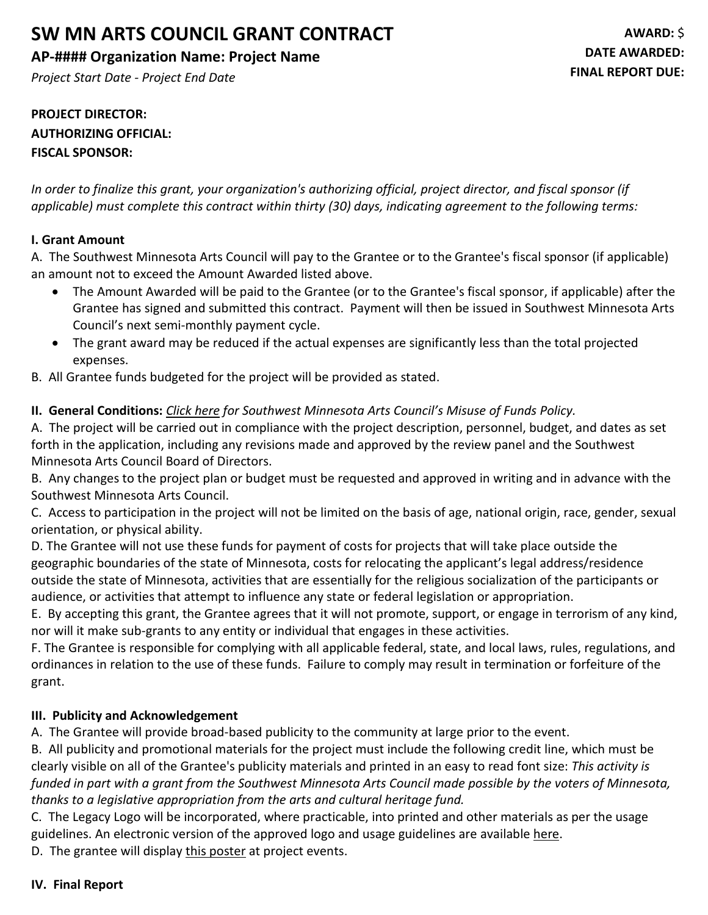# SW MN ARTS COUNCIL GRANT CONTRACT

**AWARD:** $
**DATE AWARDED:**
**FINAL REPORT DUE:**

## AP-#### Organization Name: Project Name

*Project Start Date - Project End Date*

**PROJECT DIRECTOR:**
**AUTHORIZING OFFICIAL:**
**FISCAL SPONSOR:**

*In order to finalize this grant, your organization's authorizing official, project director, and fiscal sponsor (if applicable) must complete this contract within thirty (30) days, indicating agreement to the following terms:*

**I. Grant Amount**

A. The Southwest Minnesota Arts Council will pay to the Grantee or to the Grantee's fiscal sponsor (if applicable) an amount not to exceed the Amount Awarded listed above.

- The Amount Awarded will be paid to the Grantee (or to the Grantee's fiscal sponsor, if applicable) after the Grantee has signed and submitted this contract. Payment will then be issued in Southwest Minnesota Arts Council's next semi-monthly payment cycle.
- The grant award may be reduced if the actual expenses are significantly less than the total projected expenses.

B. All Grantee funds budgeted for the project will be provided as stated.

**II. General Conditions:** *Click here for Southwest Minnesota Arts Council's Misuse of Funds Policy.*

A. The project will be carried out in compliance with the project description, personnel, budget, and dates as set forth in the application, including any revisions made and approved by the review panel and the Southwest Minnesota Arts Council Board of Directors.

B. Any changes to the project plan or budget must be requested and approved in writing and in advance with the Southwest Minnesota Arts Council.

C. Access to participation in the project will not be limited on the basis of age, national origin, race, gender, sexual orientation, or physical ability.

D. The Grantee will not use these funds for payment of costs for projects that will take place outside the geographic boundaries of the state of Minnesota, costs for relocating the applicant's legal address/residence outside the state of Minnesota, activities that are essentially for the religious socialization of the participants or audience, or activities that attempt to influence any state or federal legislation or appropriation.

E. By accepting this grant, the Grantee agrees that it will not promote, support, or engage in terrorism of any kind, nor will it make sub-grants to any entity or individual that engages in these activities.

F. The Grantee is responsible for complying with all applicable federal, state, and local laws, rules, regulations, and ordinances in relation to the use of these funds. Failure to comply may result in termination or forfeiture of the grant.

**III. Publicity and Acknowledgement**

A. The Grantee will provide broad-based publicity to the community at large prior to the event.

B. All publicity and promotional materials for the project must include the following credit line, which must be clearly visible on all of the Grantee's publicity materials and printed in an easy to read font size: *This activity is funded in part with a grant from the Southwest Minnesota Arts Council made possible by the voters of Minnesota, thanks to a legislative appropriation from the arts and cultural heritage fund.*

C. The Legacy Logo will be incorporated, where practicable, into printed and other materials as per the usage guidelines. An electronic version of the approved logo and usage guidelines are available here.

D. The grantee will display this poster at project events.

**IV. Final Report**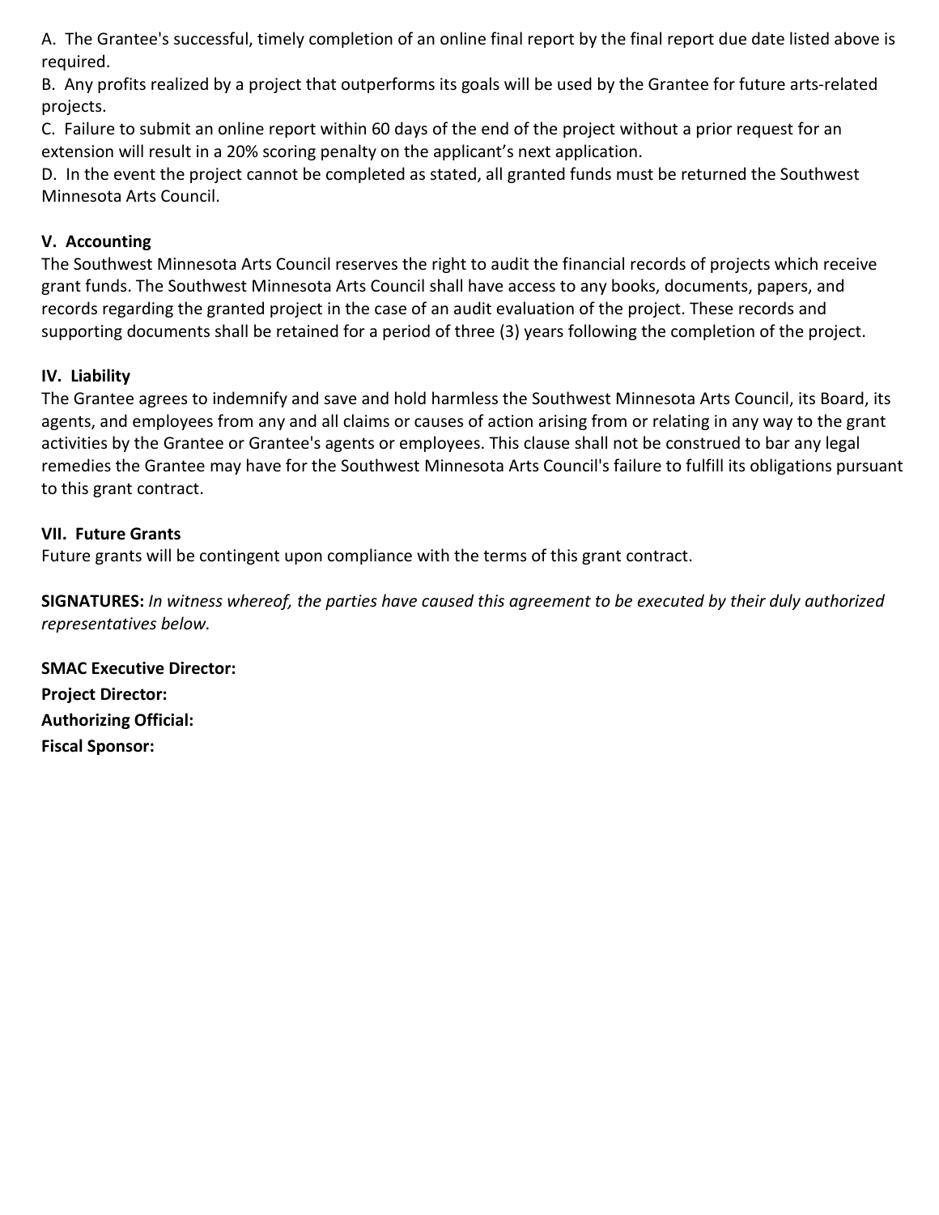A. The Grantee's successful, timely completion of an online final report by the final report due date listed above is required.
B. Any profits realized by a project that outperforms its goals will be used by the Grantee for future arts-related projects.
C. Failure to submit an online report within 60 days of the end of the project without a prior request for an extension will result in a 20% scoring penalty on the applicant's next application.
D. In the event the project cannot be completed as stated, all granted funds must be returned the Southwest Minnesota Arts Council.

**V. Accounting**

The Southwest Minnesota Arts Council reserves the right to audit the financial records of projects which receive grant funds. The Southwest Minnesota Arts Council shall have access to any books, documents, papers, and records regarding the granted project in the case of an audit evaluation of the project. These records and supporting documents shall be retained for a period of three (3) years following the completion of the project.

**IV. Liability**

The Grantee agrees to indemnify and save and hold harmless the Southwest Minnesota Arts Council, its Board, its agents, and employees from any and all claims or causes of action arising from or relating in any way to the grant activities by the Grantee or Grantee's agents or employees. This clause shall not be construed to bar any legal remedies the Grantee may have for the Southwest Minnesota Arts Council's failure to fulfill its obligations pursuant to this grant contract.

**VII. Future Grants**

Future grants will be contingent upon compliance with the terms of this grant contract.

**SIGNATURES:** *In witness whereof, the parties have caused this agreement to be executed by their duly authorized representatives below.*

**SMAC Executive Director:**
**Project Director:**
**Authorizing Official:**
**Fiscal Sponsor:**